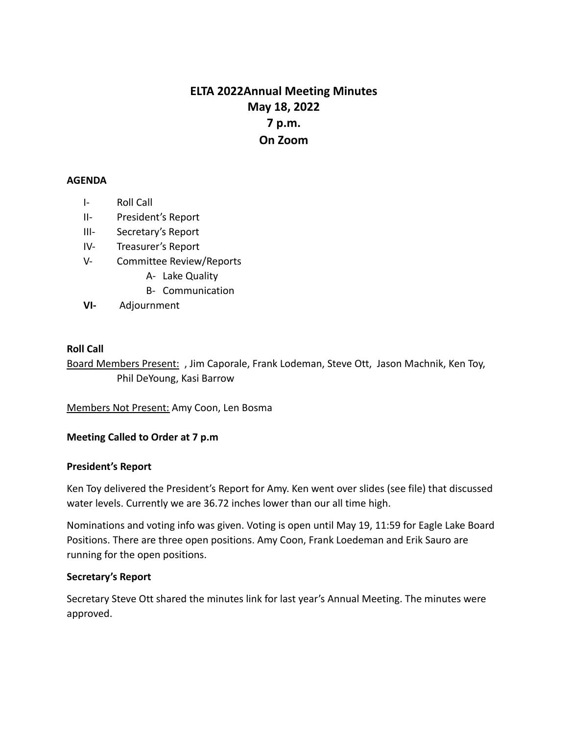# ELTA 2022Annual Meeting Minutes
## May 18, 2022
## 7 p.m.
## On Zoom

**AGENDA**

- I- Roll Call
- II- President's Report
- III- Secretary's Report
- IV- Treasurer's Report
- V- Committee Review/Reports
  - A- Lake Quality
  - B- Communication
- **VI-** Adjournment

**Roll Call**

Board Members Present: , Jim Caporale, Frank Lodeman, Steve Ott, Jason Machnik, Ken Toy, Phil DeYoung, Kasi Barrow

Members Not Present: Amy Coon, Len Bosma

**Meeting Called to Order at 7 p.m**

**President's Report**

Ken Toy delivered the President's Report for Amy. Ken went over slides (see file) that discussed water levels. Currently we are 36.72 inches lower than our all time high.

Nominations and voting info was given. Voting is open until May 19, 11:59 for Eagle Lake Board Positions. There are three open positions. Amy Coon, Frank Loedeman and Erik Sauro are running for the open positions.

**Secretary's Report**

Secretary Steve Ott shared the minutes link for last year's Annual Meeting. The minutes were approved.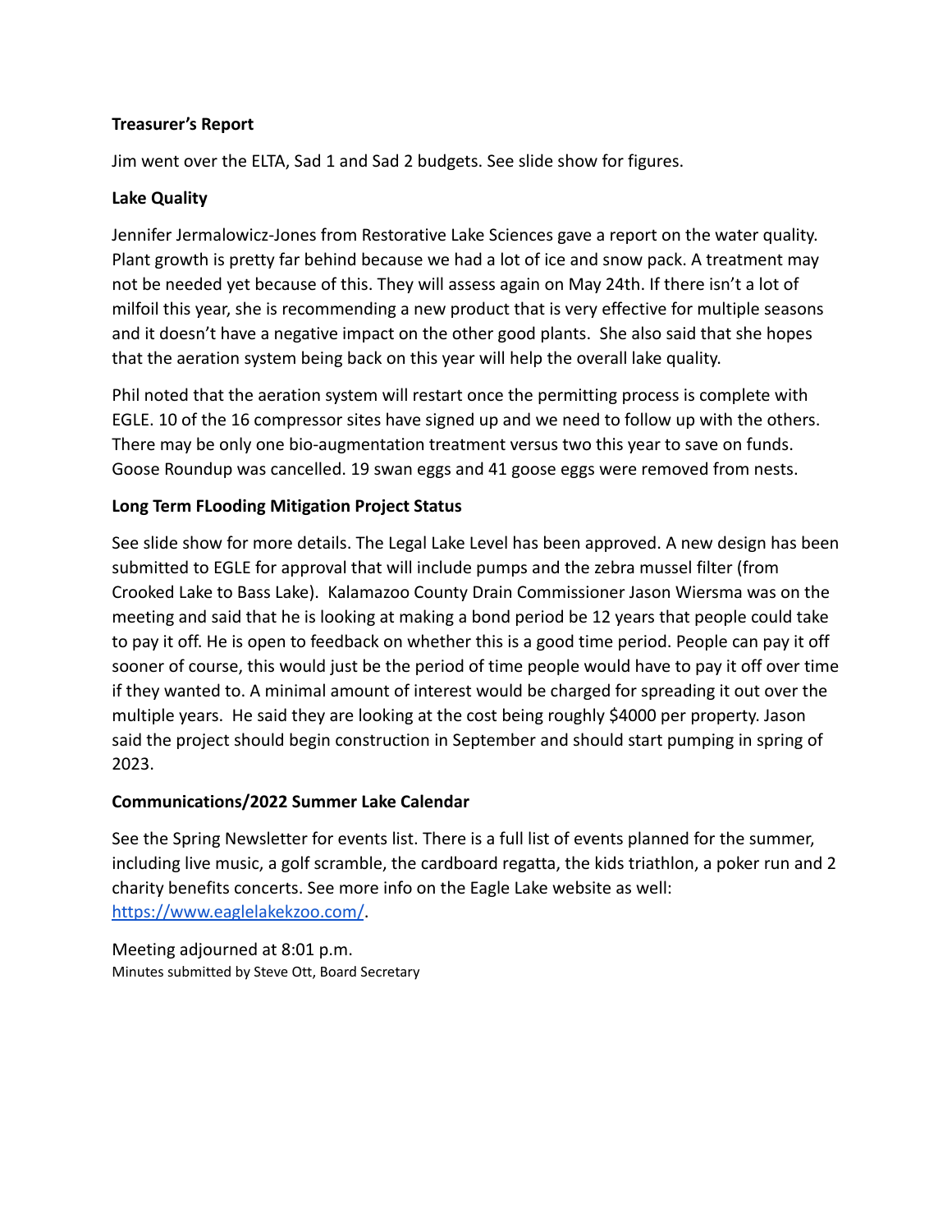**Treasurer's Report**

Jim went over the ELTA, Sad 1 and Sad 2 budgets. See slide show for figures.

**Lake Quality**

Jennifer Jermalowicz-Jones from Restorative Lake Sciences gave a report on the water quality. Plant growth is pretty far behind because we had a lot of ice and snow pack. A treatment may not be needed yet because of this. They will assess again on May 24th. If there isn't a lot of milfoil this year, she is recommending a new product that is very effective for multiple seasons and it doesn't have a negative impact on the other good plants. She also said that she hopes that the aeration system being back on this year will help the overall lake quality.

Phil noted that the aeration system will restart once the permitting process is complete with EGLE. 10 of the 16 compressor sites have signed up and we need to follow up with the others. There may be only one bio-augmentation treatment versus two this year to save on funds. Goose Roundup was cancelled. 19 swan eggs and 41 goose eggs were removed from nests.

**Long Term FLooding Mitigation Project Status**

See slide show for more details. The Legal Lake Level has been approved. A new design has been submitted to EGLE for approval that will include pumps and the zebra mussel filter (from Crooked Lake to Bass Lake). Kalamazoo County Drain Commissioner Jason Wiersma was on the meeting and said that he is looking at making a bond period be 12 years that people could take to pay it off. He is open to feedback on whether this is a good time period. People can pay it off sooner of course, this would just be the period of time people would have to pay it off over time if they wanted to. A minimal amount of interest would be charged for spreading it out over the multiple years. He said they are looking at the cost being roughly $4000 per property. Jason said the project should begin construction in September and should start pumping in spring of 2023.

**Communications/2022 Summer Lake Calendar**

See the Spring Newsletter for events list. There is a full list of events planned for the summer, including live music, a golf scramble, the cardboard regatta, the kids triathlon, a poker run and 2 charity benefits concerts. See more info on the Eagle Lake website as well: [https://www.eaglelakekzoo.com/](https://www.eaglelakekzoo.com/).

Meeting adjourned at 8:01 p.m.

Minutes submitted by Steve Ott, Board Secretary